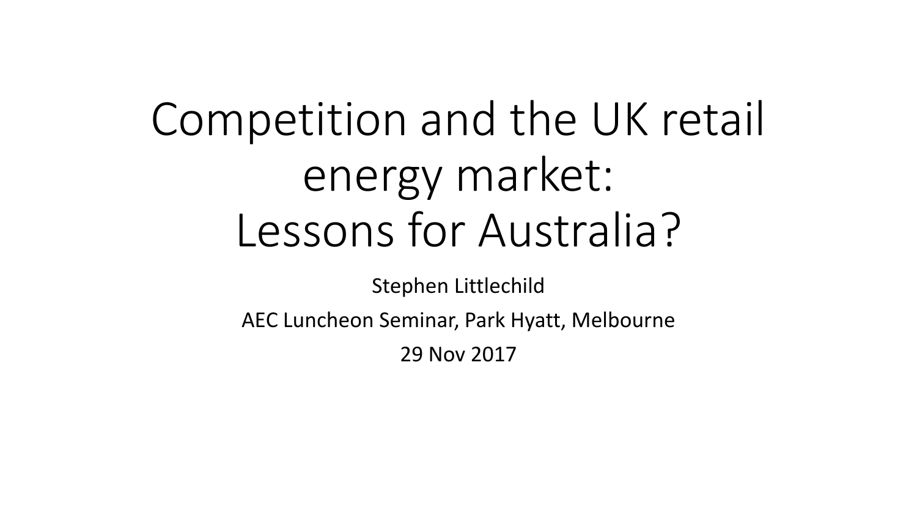# Competition and the UK retail energy market: Lessons for Australia?

Stephen Littlechild

AEC Luncheon Seminar, Park Hyatt, Melbourne

29 Nov 2017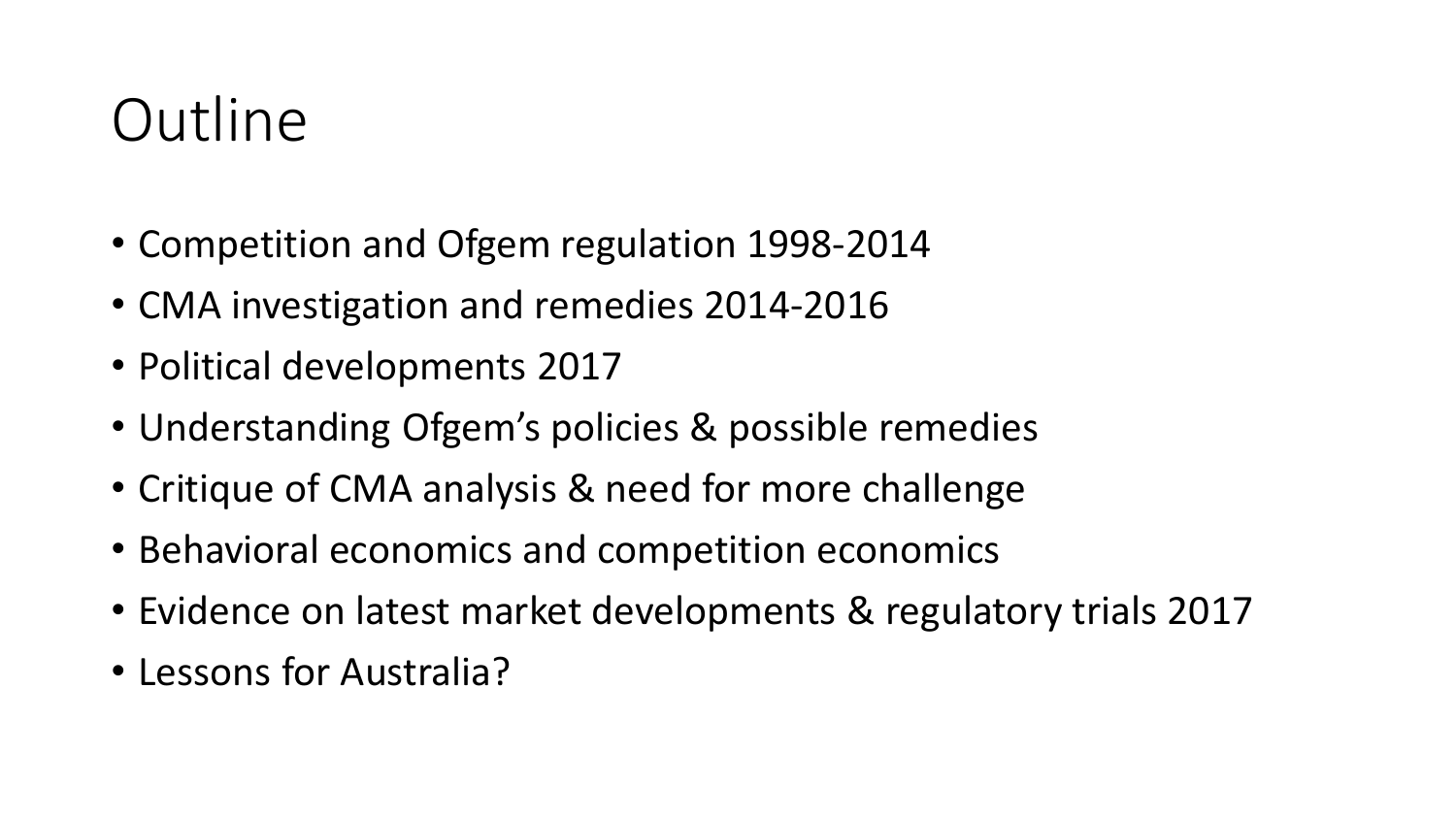# Outline

- Competition and Ofgem regulation 1998-2014
- CMA investigation and remedies 2014-2016
- Political developments 2017
- Understanding Ofgem's policies & possible remedies
- Critique of CMA analysis & need for more challenge
- Behavioral economics and competition economics
- Evidence on latest market developments & regulatory trials 2017
- Lessons for Australia?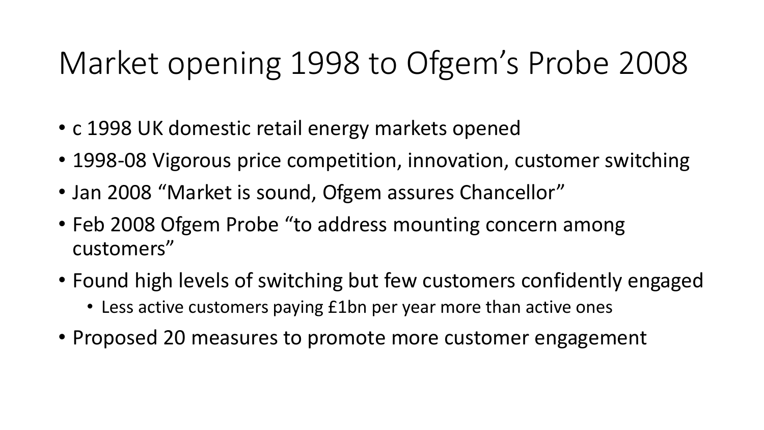# Market opening 1998 to Ofgem’s Probe 2008

- c 1998 UK domestic retail energy markets opened
- 1998-08 Vigorous price competition, innovation, customer switching
- Jan 2008 “Market is sound, Ofgem assures Chancellor”
- Feb 2008 Ofgem Probe “to address mounting concern among customers”
- Found high levels of switching but few customers confidently engaged
  - Less active customers paying £1bn per year more than active ones
- Proposed 20 measures to promote more customer engagement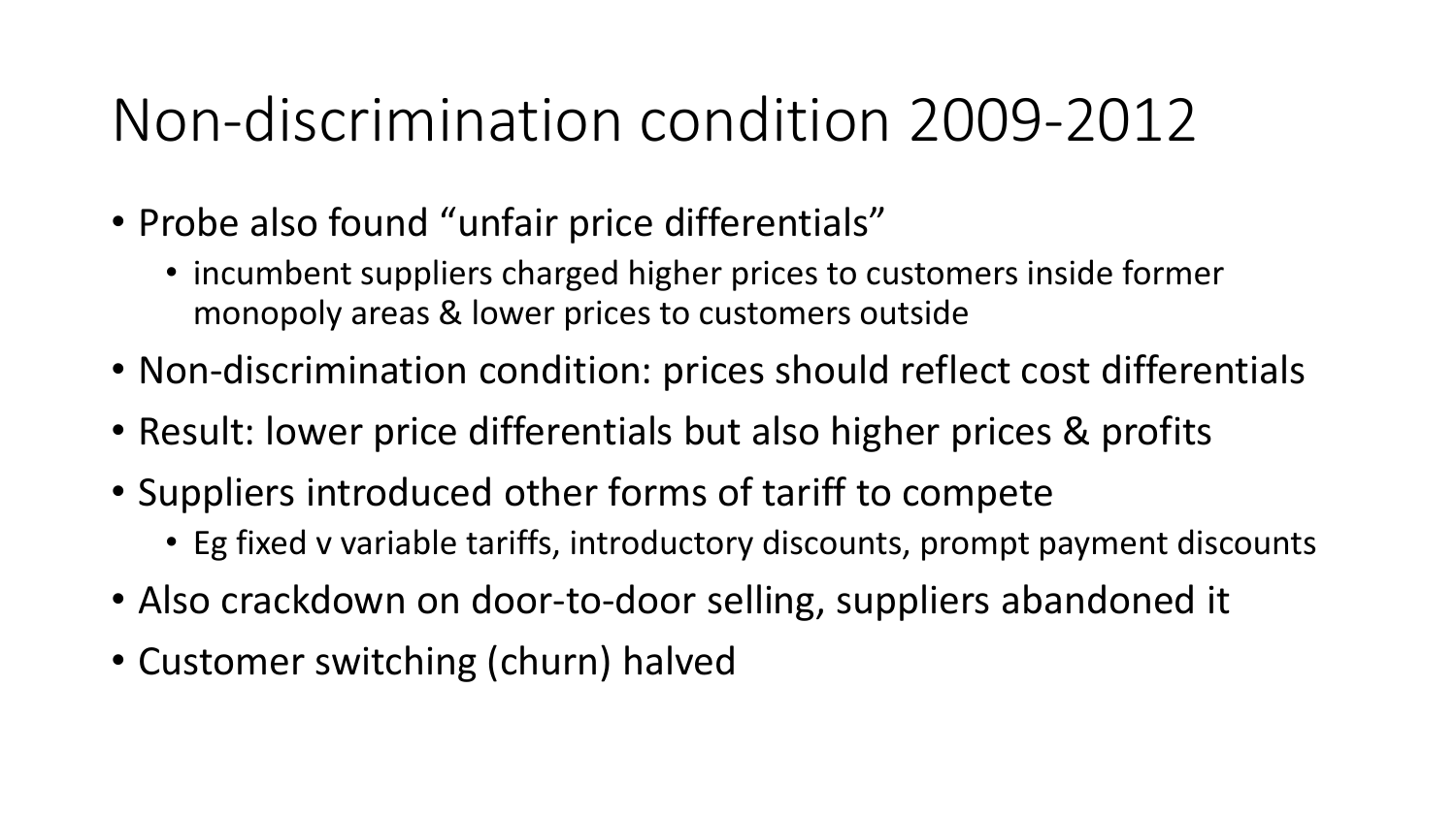# Non-discrimination condition 2009-2012

- Probe also found "unfair price differentials"
  - incumbent suppliers charged higher prices to customers inside former monopoly areas & lower prices to customers outside
- Non-discrimination condition: prices should reflect cost differentials
- Result: lower price differentials but also higher prices & profits
- Suppliers introduced other forms of tariff to compete
  - Eg fixed v variable tariffs, introductory discounts, prompt payment discounts
- Also crackdown on door-to-door selling, suppliers abandoned it
- Customer switching (churn) halved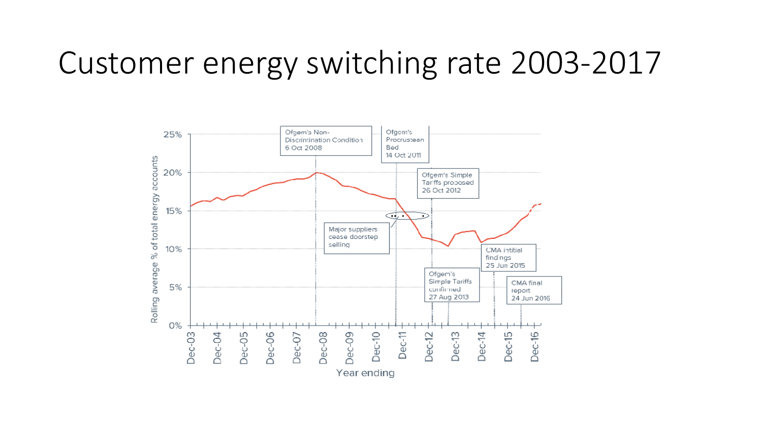# Customer energy switching rate 2003-2017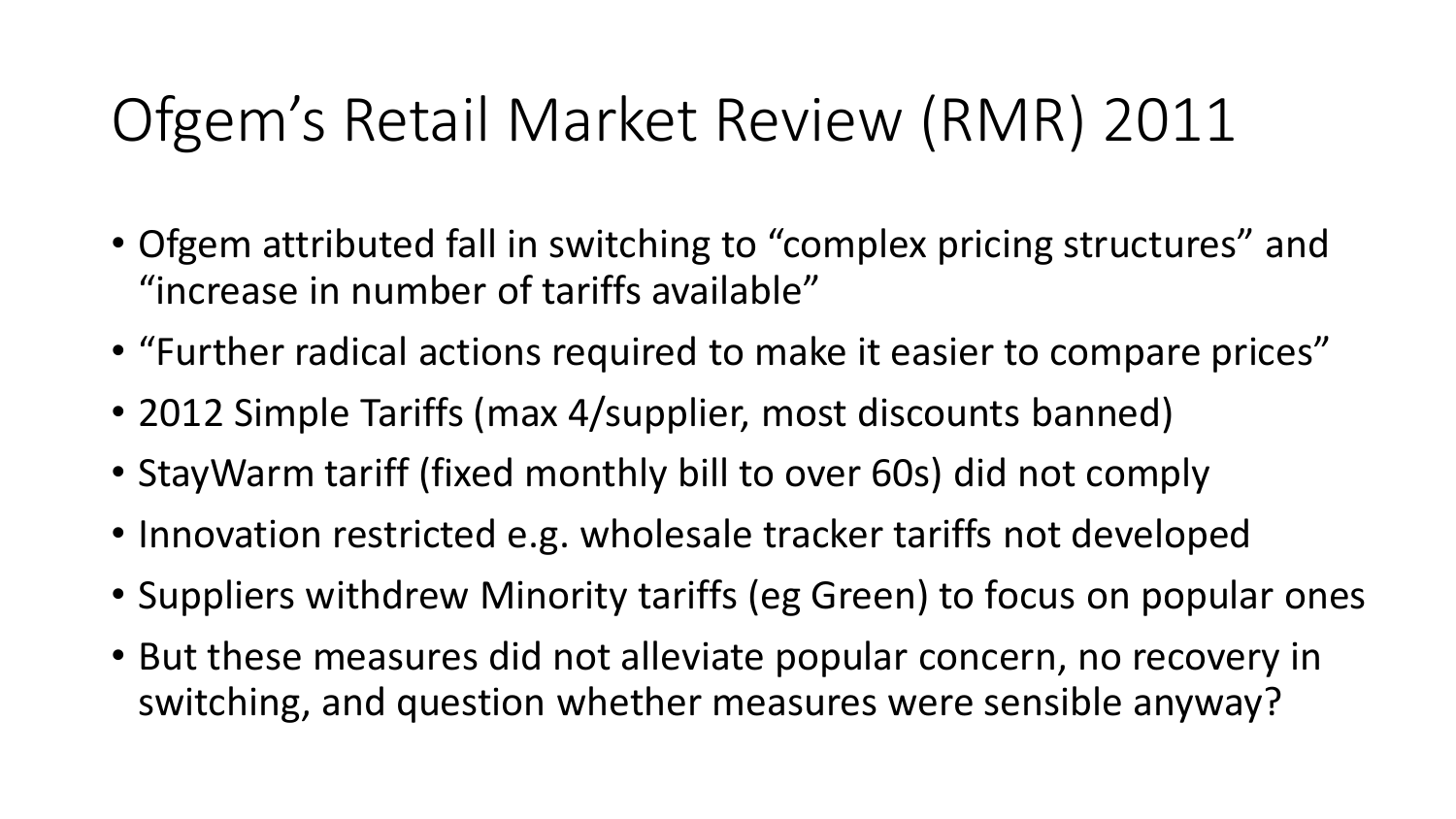# Ofgem's Retail Market Review (RMR) 2011

- Ofgem attributed fall in switching to "complex pricing structures" and "increase in number of tariffs available"
- "Further radical actions required to make it easier to compare prices"
- 2012 Simple Tariffs (max 4/supplier, most discounts banned)
- StayWarm tariff (fixed monthly bill to over 60s) did not comply
- Innovation restricted e.g. wholesale tracker tariffs not developed
- Suppliers withdrew Minority tariffs (eg Green) to focus on popular ones
- But these measures did not alleviate popular concern, no recovery in switching, and question whether measures were sensible anyway?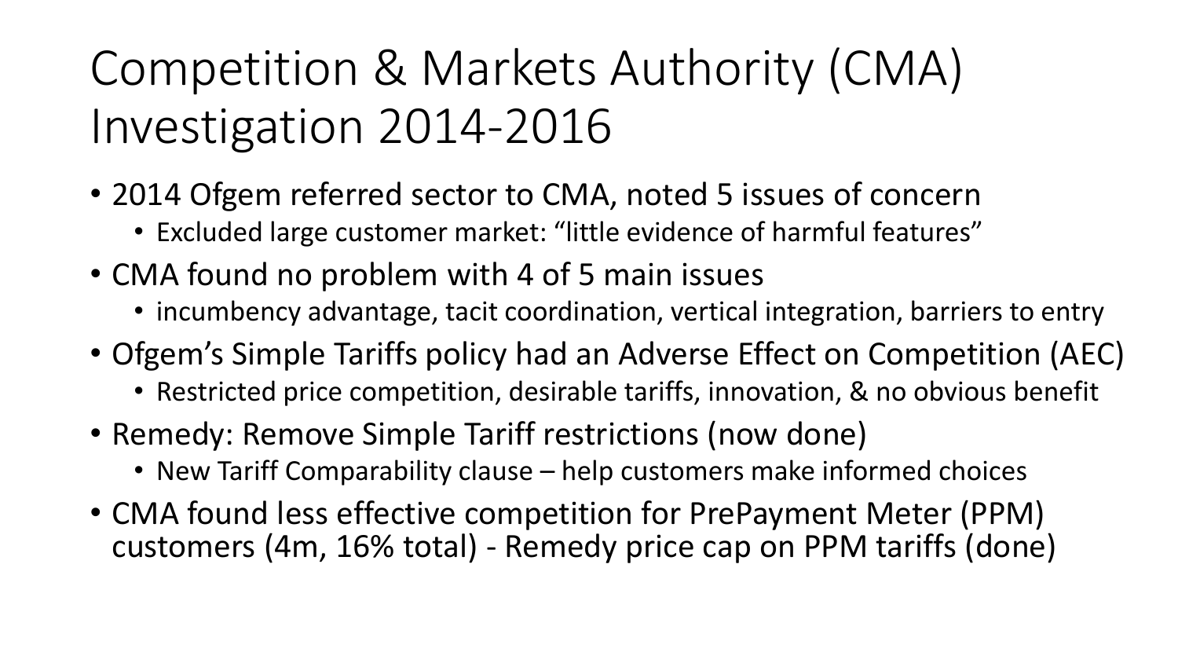# Competition & Markets Authority (CMA) Investigation 2014-2016

- 2014 Ofgem referred sector to CMA, noted 5 issues of concern
  - Excluded large customer market: "little evidence of harmful features"
- CMA found no problem with 4 of 5 main issues
  - incumbency advantage, tacit coordination, vertical integration, barriers to entry
- Ofgem's Simple Tariffs policy had an Adverse Effect on Competition (AEC)
  - Restricted price competition, desirable tariffs, innovation, & no obvious benefit
- Remedy: Remove Simple Tariff restrictions (now done)
  - New Tariff Comparability clause – help customers make informed choices
- CMA found less effective competition for PrePayment Meter (PPM) customers (4m, 16% total) - Remedy price cap on PPM tariffs (done)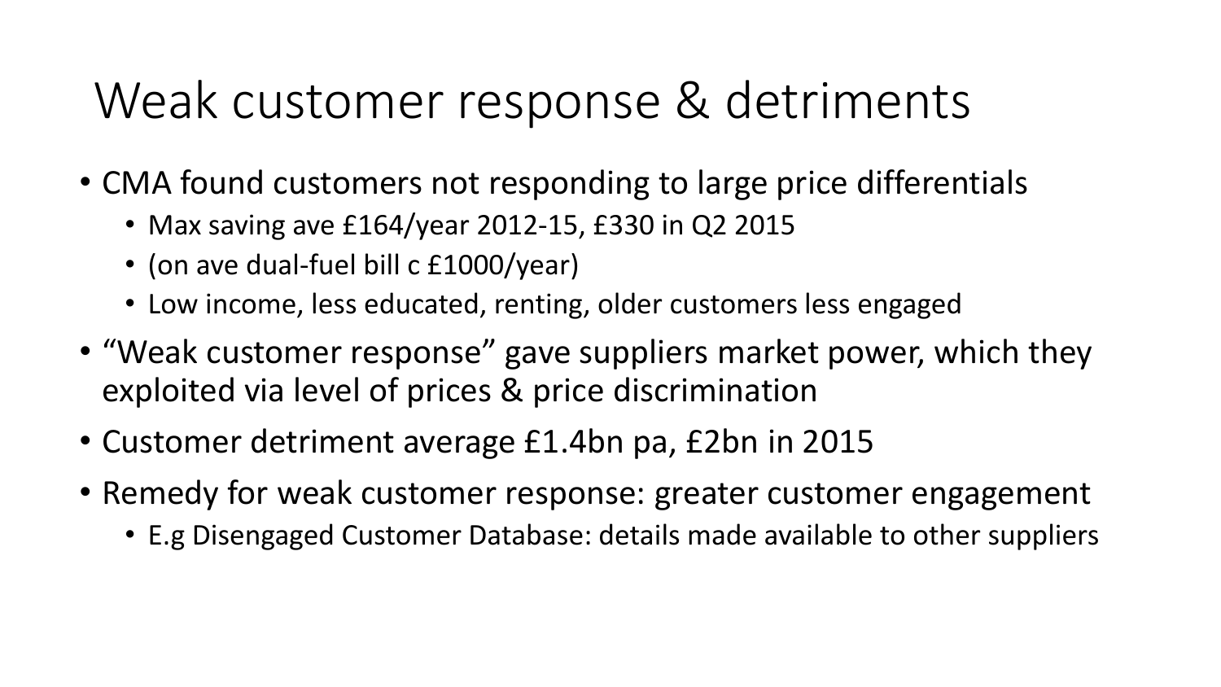# Weak customer response & detriments

- CMA found customers not responding to large price differentials
  - Max saving ave £164/year 2012-15, £330 in Q2 2015
  - (on ave dual-fuel bill c £1000/year)
  - Low income, less educated, renting, older customers less engaged
- "Weak customer response" gave suppliers market power, which they exploited via level of prices & price discrimination
- Customer detriment average £1.4bn pa, £2bn in 2015
- Remedy for weak customer response: greater customer engagement
  - E.g Disengaged Customer Database: details made available to other suppliers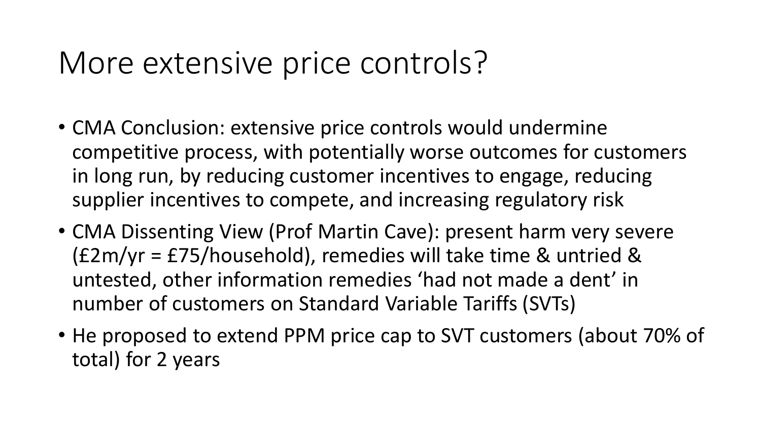# More extensive price controls?

- CMA Conclusion: extensive price controls would undermine competitive process, with potentially worse outcomes for customers in long run, by reducing customer incentives to engage, reducing supplier incentives to compete, and increasing regulatory risk
- CMA Dissenting View (Prof Martin Cave): present harm very severe (£2m/yr = £75/household), remedies will take time & untried & untested, other information remedies 'had not made a dent' in number of customers on Standard Variable Tariffs (SVTs)
- He proposed to extend PPM price cap to SVT customers (about 70% of total) for 2 years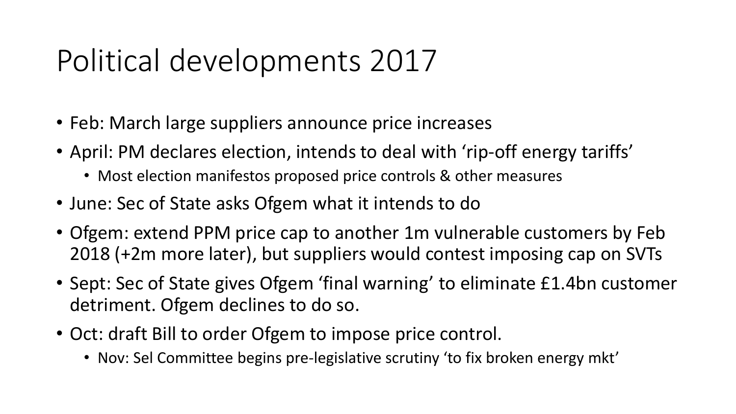# Political developments 2017

- Feb: March large suppliers announce price increases
- April: PM declares election, intends to deal with ‘rip-off energy tariffs’
  - Most election manifestos proposed price controls & other measures
- June: Sec of State asks Ofgem what it intends to do
- Ofgem: extend PPM price cap to another 1m vulnerable customers by Feb 2018 (+2m more later), but suppliers would contest imposing cap on SVTs
- Sept: Sec of State gives Ofgem ‘final warning’ to eliminate £1.4bn customer detriment. Ofgem declines to do so.
- Oct: draft Bill to order Ofgem to impose price control.
  - Nov: Sel Committee begins pre-legislative scrutiny ‘to fix broken energy mkt’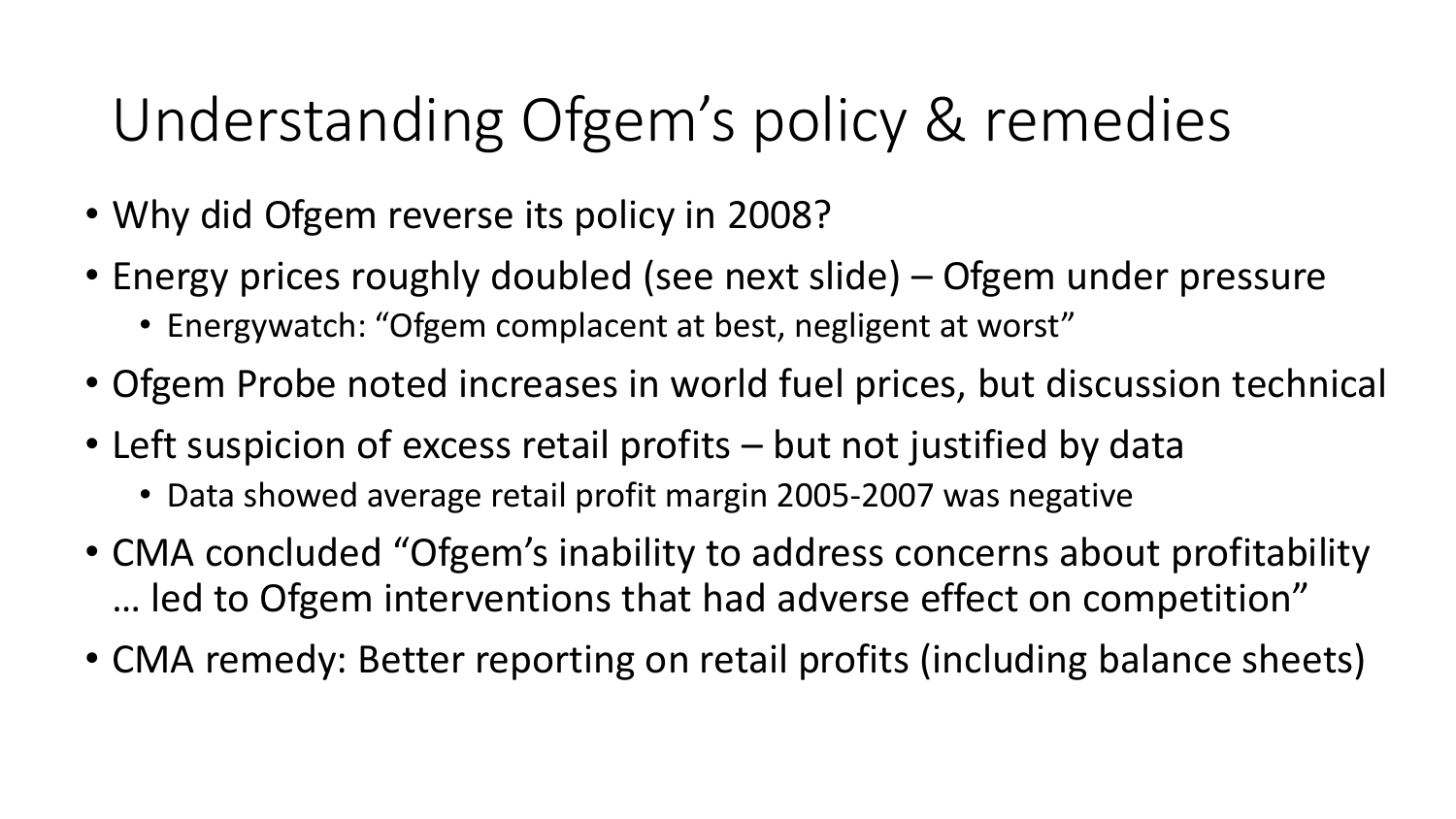# Understanding Ofgem's policy & remedies

- Why did Ofgem reverse its policy in 2008?
- Energy prices roughly doubled (see next slide) – Ofgem under pressure
  - Energywatch: "Ofgem complacent at best, negligent at worst"
- Ofgem Probe noted increases in world fuel prices, but discussion technical
- Left suspicion of excess retail profits – but not justified by data
  - Data showed average retail profit margin 2005-2007 was negative
- CMA concluded "Ofgem's inability to address concerns about profitability … led to Ofgem interventions that had adverse effect on competition"
- CMA remedy: Better reporting on retail profits (including balance sheets)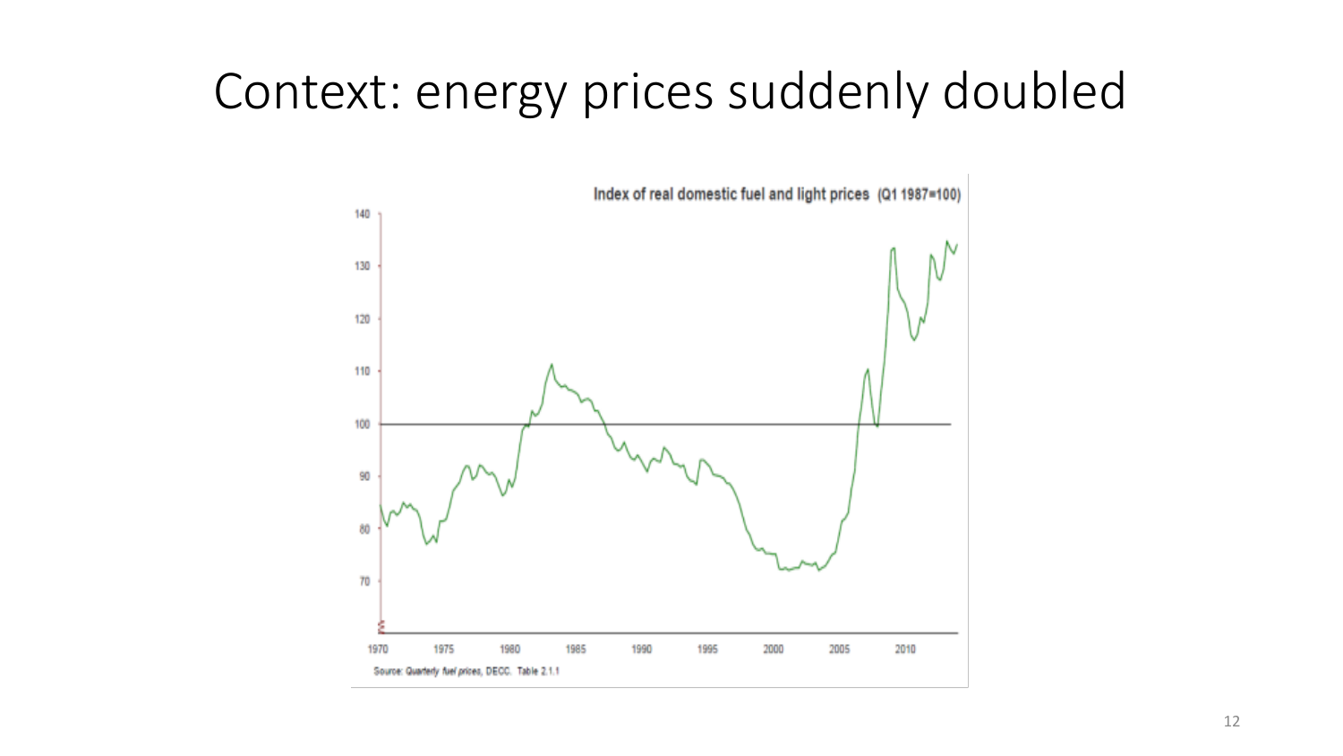# Context: energy prices suddenly doubled

Index of real domestic fuel and light prices (Q1 1987=100)

Source: Quarterly fuel prices, DECC. Table 2.1.1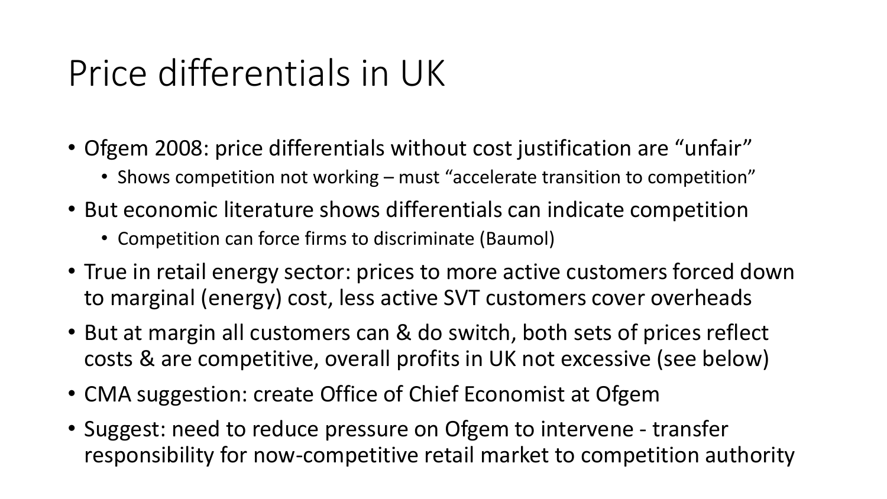# Price differentials in UK

- Ofgem 2008: price differentials without cost justification are "unfair"
  - Shows competition not working – must "accelerate transition to competition"
- But economic literature shows differentials can indicate competition
  - Competition can force firms to discriminate (Baumol)
- True in retail energy sector: prices to more active customers forced down to marginal (energy) cost, less active SVT customers cover overheads
- But at margin all customers can & do switch, both sets of prices reflect costs & are competitive, overall profits in UK not excessive (see below)
- CMA suggestion: create Office of Chief Economist at Ofgem
- Suggest: need to reduce pressure on Ofgem to intervene - transfer responsibility for now-competitive retail market to competition authority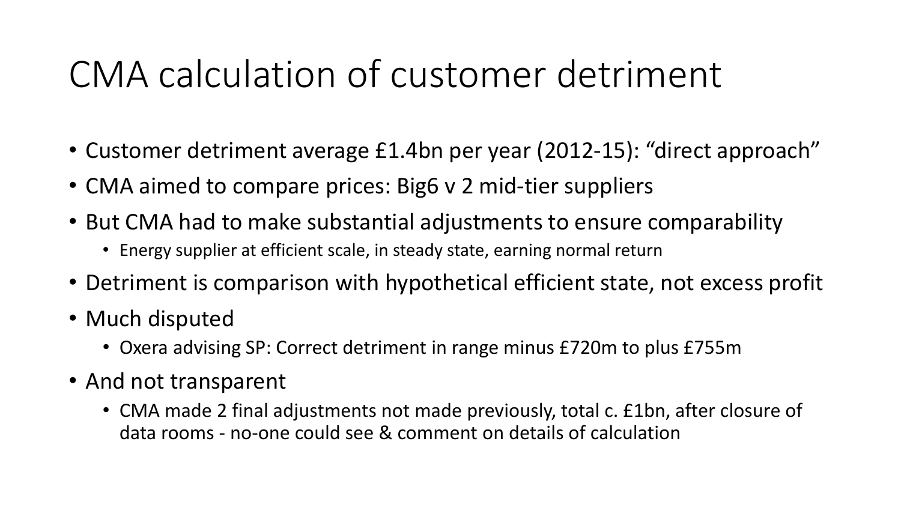# CMA calculation of customer detriment

- Customer detriment average £1.4bn per year (2012-15): “direct approach”
- CMA aimed to compare prices: Big6 v 2 mid-tier suppliers
- But CMA had to make substantial adjustments to ensure comparability
  - Energy supplier at efficient scale, in steady state, earning normal return
- Detriment is comparison with hypothetical efficient state, not excess profit
- Much disputed
  - Oxera advising SP: Correct detriment in range minus £720m to plus £755m
- And not transparent
  - CMA made 2 final adjustments not made previously, total c. £1bn, after closure of data rooms - no-one could see & comment on details of calculation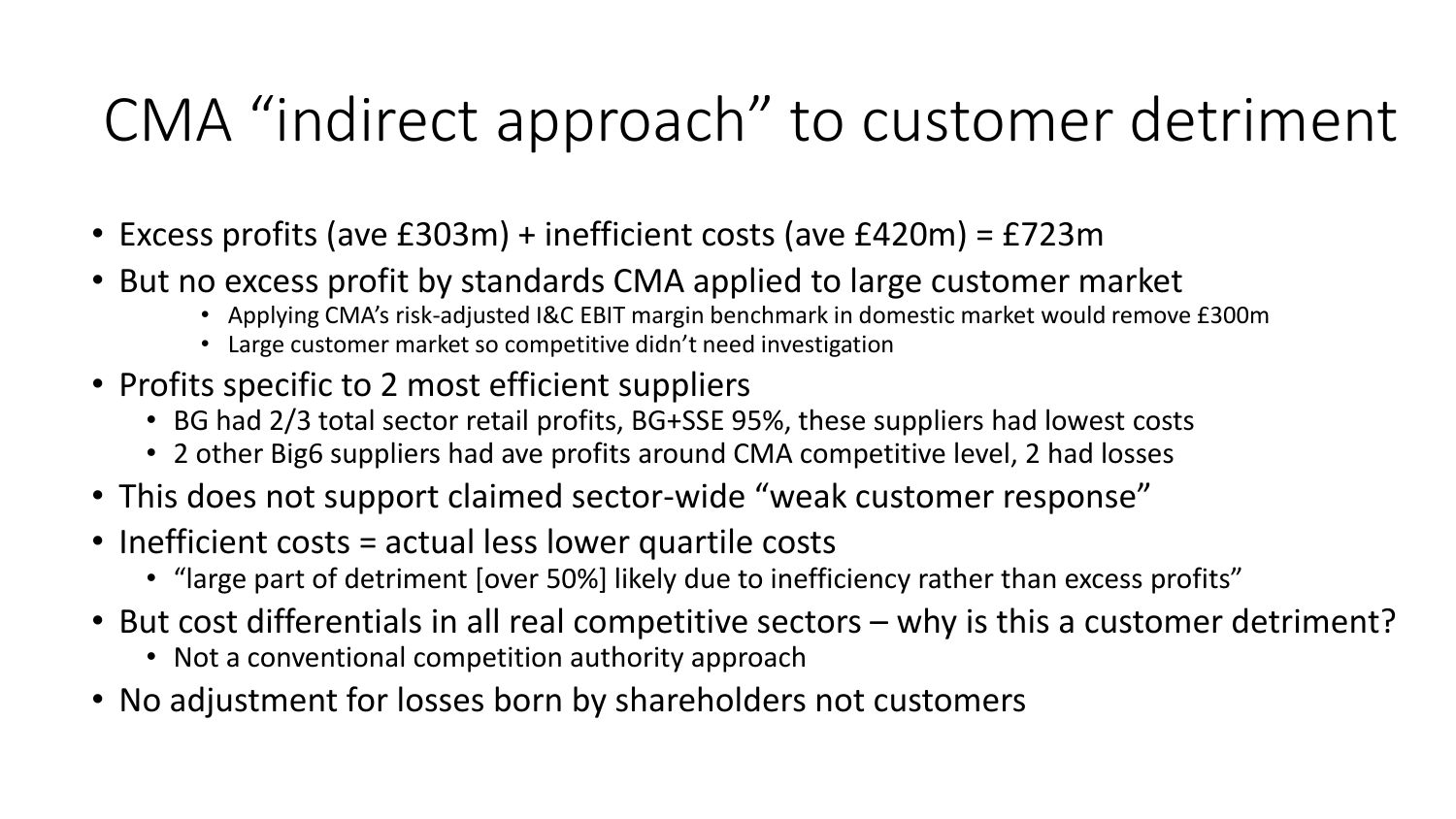# CMA "indirect approach" to customer detriment

- Excess profits (ave £303m) + inefficient costs (ave £420m) = £723m
- But no excess profit by standards CMA applied to large customer market
  - Applying CMA's risk-adjusted I&C EBIT margin benchmark in domestic market would remove £300m
  - Large customer market so competitive didn't need investigation
- Profits specific to 2 most efficient suppliers
  - BG had 2/3 total sector retail profits, BG+SSE 95%, these suppliers had lowest costs
  - 2 other Big6 suppliers had ave profits around CMA competitive level, 2 had losses
- This does not support claimed sector-wide "weak customer response"
- Inefficient costs = actual less lower quartile costs
  - "large part of detriment [over 50%] likely due to inefficiency rather than excess profits"
- But cost differentials in all real competitive sectors – why is this a customer detriment?
  - Not a conventional competition authority approach
- No adjustment for losses born by shareholders not customers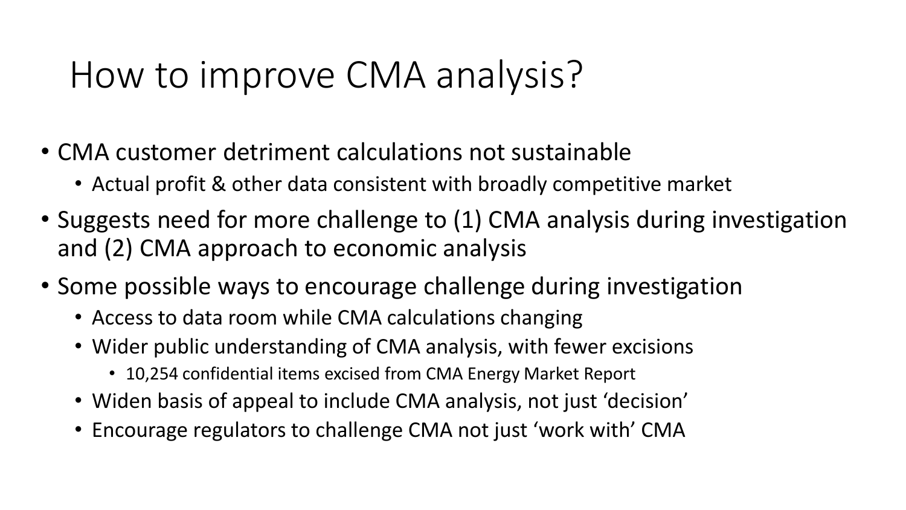# How to improve CMA analysis?

- CMA customer detriment calculations not sustainable
  - Actual profit & other data consistent with broadly competitive market
- Suggests need for more challenge to (1) CMA analysis during investigation and (2) CMA approach to economic analysis
- Some possible ways to encourage challenge during investigation
  - Access to data room while CMA calculations changing
  - Wider public understanding of CMA analysis, with fewer excisions
    - 10,254 confidential items excised from CMA Energy Market Report
  - Widen basis of appeal to include CMA analysis, not just 'decision'
  - Encourage regulators to challenge CMA not just 'work with' CMA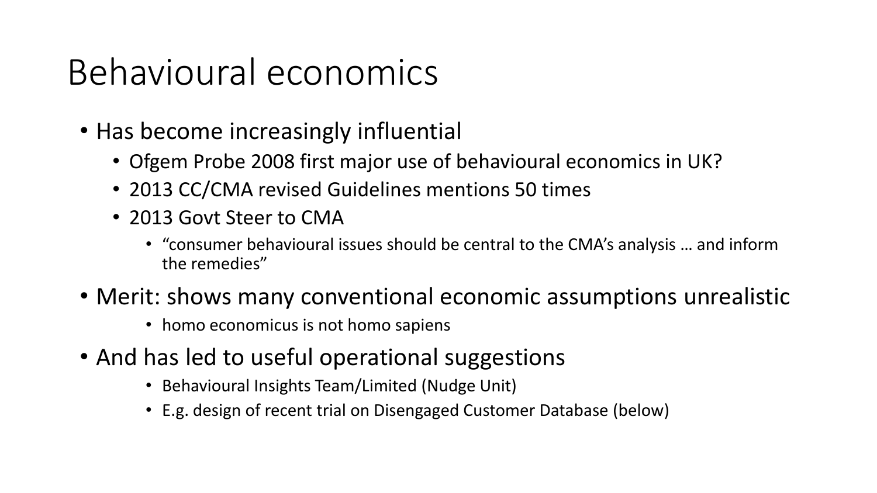# Behavioural economics

- Has become increasingly influential
  - Ofgem Probe 2008 first major use of behavioural economics in UK?
  - 2013 CC/CMA revised Guidelines mentions 50 times
  - 2013 Govt Steer to CMA
    - "consumer behavioural issues should be central to the CMA's analysis … and inform the remedies"
- Merit: shows many conventional economic assumptions unrealistic
  - homo economicus is not homo sapiens
- And has led to useful operational suggestions
  - Behavioural Insights Team/Limited (Nudge Unit)
  - E.g. design of recent trial on Disengaged Customer Database (below)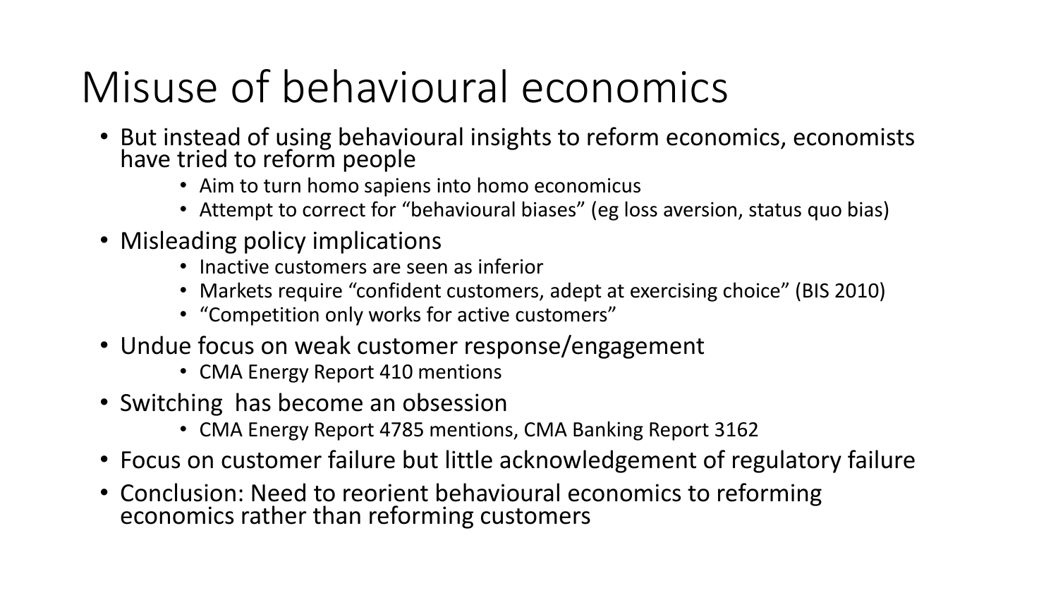# Misuse of behavioural economics

- But instead of using behavioural insights to reform economics, economists have tried to reform people
  - Aim to turn homo sapiens into homo economicus
  - Attempt to correct for "behavioural biases" (eg loss aversion, status quo bias)
- Misleading policy implications
  - Inactive customers are seen as inferior
  - Markets require "confident customers, adept at exercising choice" (BIS 2010)
  - "Competition only works for active customers"
- Undue focus on weak customer response/engagement
  - CMA Energy Report 410 mentions
- Switching has become an obsession
  - CMA Energy Report 4785 mentions, CMA Banking Report 3162
- Focus on customer failure but little acknowledgement of regulatory failure
- Conclusion: Need to reorient behavioural economics to reforming economics rather than reforming customers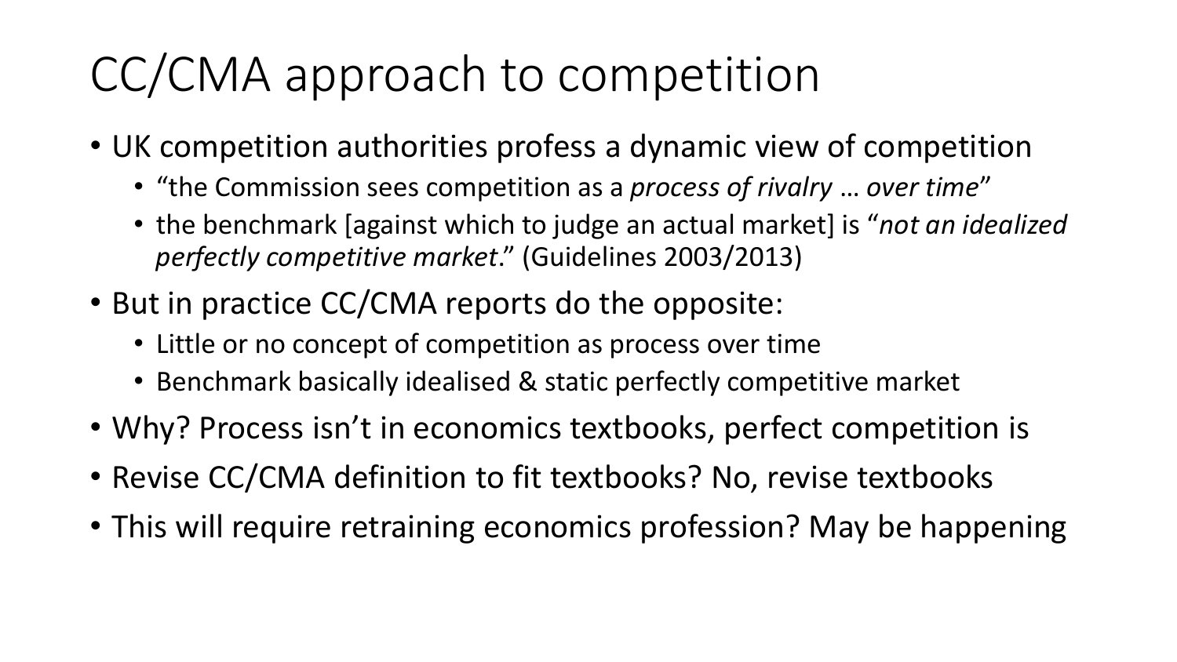# CC/CMA approach to competition

- UK competition authorities profess a dynamic view of competition
  - "the Commission sees competition as a *process of rivalry* … *over time*"
  - the benchmark [against which to judge an actual market] is "*not an idealized perfectly competitive market*." (Guidelines 2003/2013)
- But in practice CC/CMA reports do the opposite:
  - Little or no concept of competition as process over time
  - Benchmark basically idealised & static perfectly competitive market
- Why? Process isn't in economics textbooks, perfect competition is
- Revise CC/CMA definition to fit textbooks? No, revise textbooks
- This will require retraining economics profession? May be happening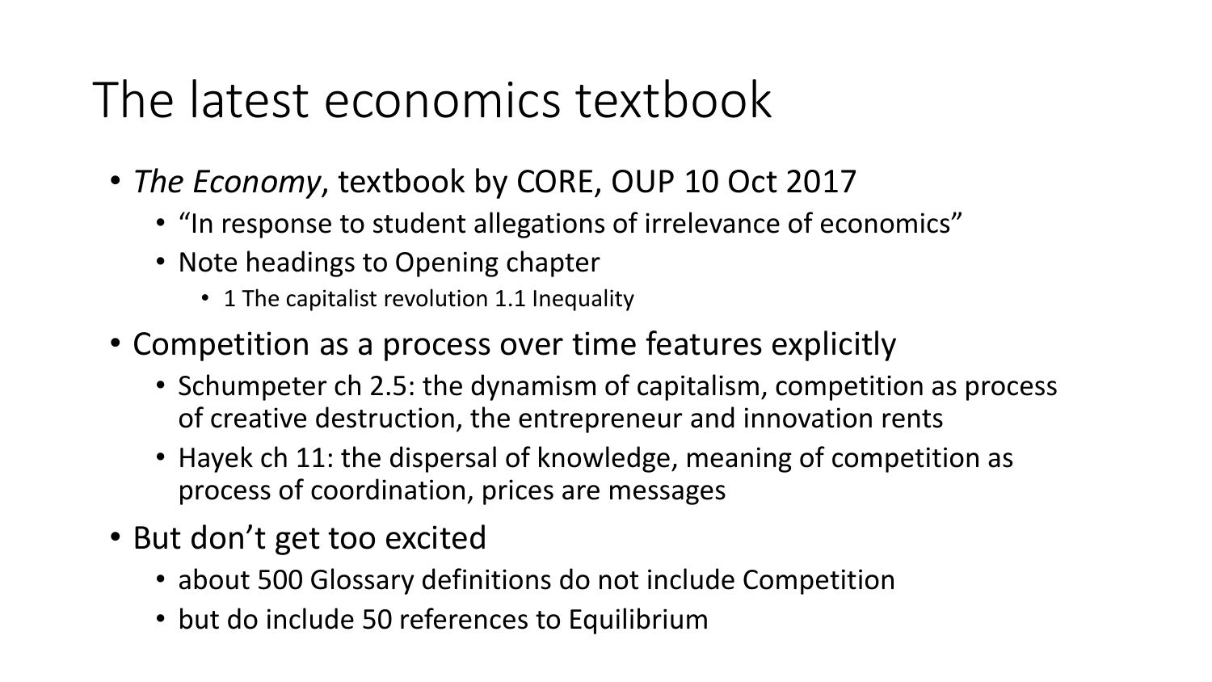# The latest economics textbook

- *The Economy*, textbook by CORE, OUP 10 Oct 2017
  - "In response to student allegations of irrelevance of economics"
  - Note headings to Opening chapter
    - 1 The capitalist revolution 1.1 Inequality
- Competition as a process over time features explicitly
  - Schumpeter ch 2.5: the dynamism of capitalism, competition as process of creative destruction, the entrepreneur and innovation rents
  - Hayek ch 11: the dispersal of knowledge, meaning of competition as process of coordination, prices are messages
- But don't get too excited
  - about 500 Glossary definitions do not include Competition
  - but do include 50 references to Equilibrium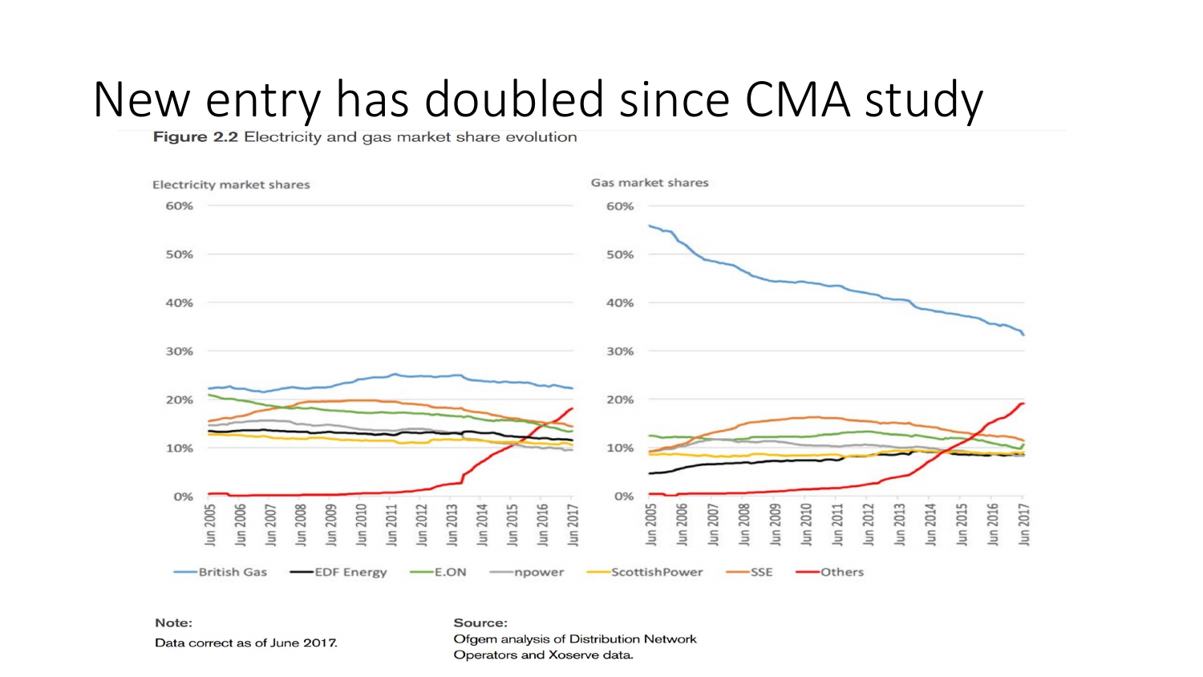# New entry has doubled since CMA study

**Figure 2.2** Electricity and gas market share evolution

Electricity market shares

Gas market shares

British Gas, EDF Energy, E.ON, npower, ScottishPower, SSE, Others

**Note:**

Data correct as of June 2017.

**Source:**

Ofgem analysis of Distribution Network Operators and Xoserve data.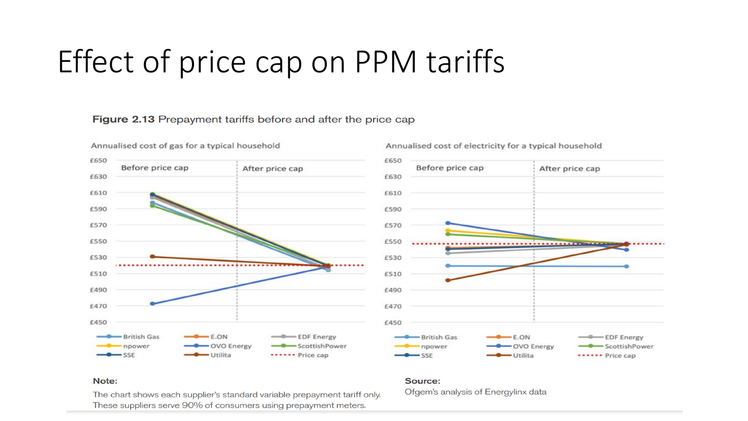# Effect of price cap on PPM tariffs

**Figure 2.13** Prepayment tariffs before and after the price cap

Annualised cost of gas for a typical household

Before price cap | After price cap

Annualised cost of electricity for a typical household

Before price cap | After price cap

British Gas, E.ON, EDF Energy, npower, OVO Energy, ScottishPower, SSE, Utilita, Price cap

**Note:**

The chart shows each supplier's standard variable prepayment tariff only. These suppliers serve 90% of consumers using prepayment meters.

**Source:**

Ofgem's analysis of Energylinx data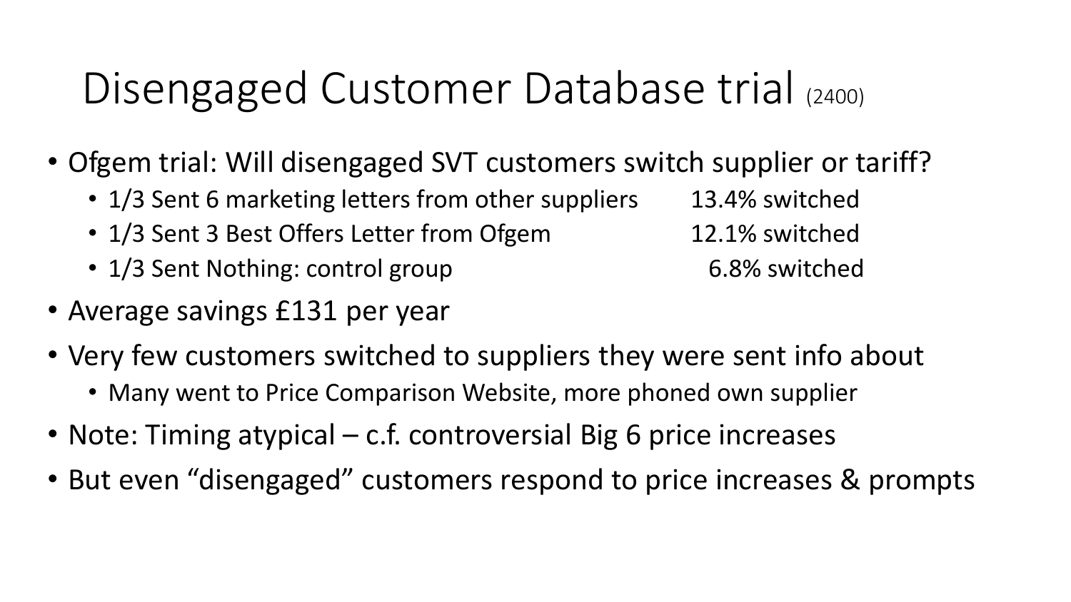# Disengaged Customer Database trial (2400)

- Ofgem trial: Will disengaged SVT customers switch supplier or tariff?
  - 1/3 Sent 6 marketing letters from other suppliers 13.4% switched
  - 1/3 Sent 3 Best Offers Letter from Ofgem 12.1% switched
  - 1/3 Sent Nothing: control group 6.8% switched
- Average savings £131 per year
- Very few customers switched to suppliers they were sent info about
  - Many went to Price Comparison Website, more phoned own supplier
- Note: Timing atypical – c.f. controversial Big 6 price increases
- But even "disengaged" customers respond to price increases & prompts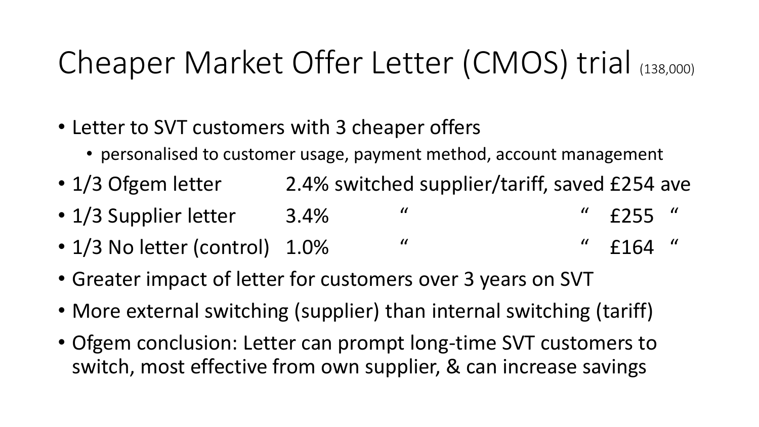# Cheaper Market Offer Letter (CMOS) trial (138,000)

- Letter to SVT customers with 3 cheaper offers
  - personalised to customer usage, payment method, account management
- 1/3 Ofgem letter 2.4% switched supplier/tariff, saved £254 ave
- 1/3 Supplier letter 3.4% " " £255 "
- 1/3 No letter (control) 1.0% " " £164 "
- Greater impact of letter for customers over 3 years on SVT
- More external switching (supplier) than internal switching (tariff)
- Ofgem conclusion: Letter can prompt long-time SVT customers to switch, most effective from own supplier, & can increase savings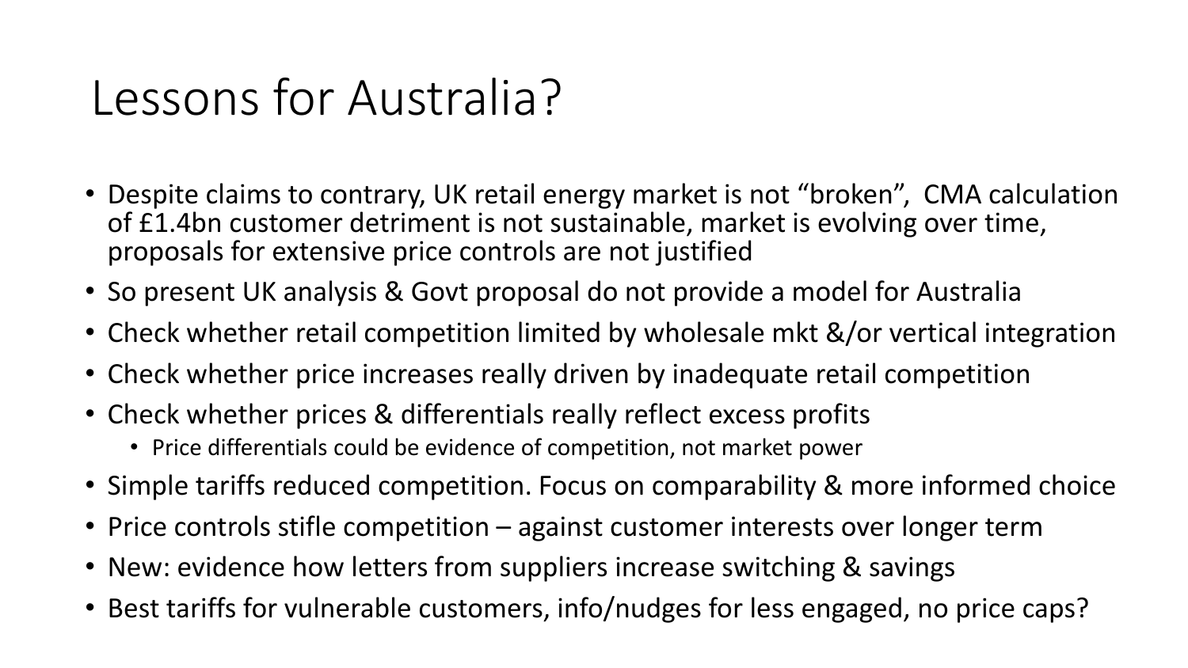# Lessons for Australia?

- Despite claims to contrary, UK retail energy market is not “broken”, CMA calculation of £1.4bn customer detriment is not sustainable, market is evolving over time, proposals for extensive price controls are not justified
- So present UK analysis & Govt proposal do not provide a model for Australia
- Check whether retail competition limited by wholesale mkt &/or vertical integration
- Check whether price increases really driven by inadequate retail competition
- Check whether prices & differentials really reflect excess profits
  - Price differentials could be evidence of competition, not market power
- Simple tariffs reduced competition. Focus on comparability & more informed choice
- Price controls stifle competition – against customer interests over longer term
- New: evidence how letters from suppliers increase switching & savings
- Best tariffs for vulnerable customers, info/nudges for less engaged, no price caps?